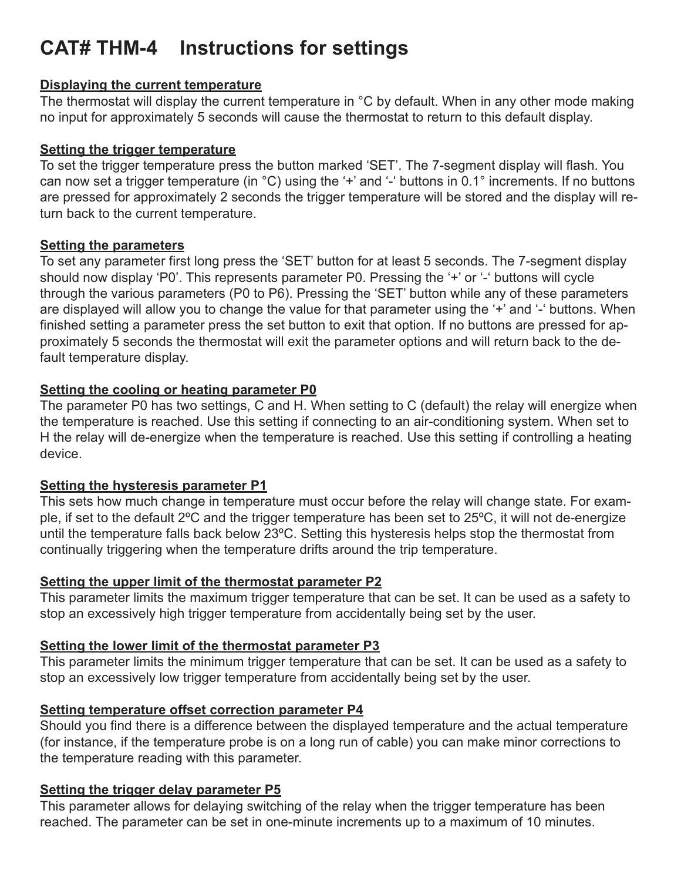# CAT# THM-4 Instructions for settings

**Displaying the current temperature**

The thermostat will display the current temperature in °C by default. When in any other mode making no input for approximately 5 seconds will cause the thermostat to return to this default display.

**Setting the trigger temperature**

To set the trigger temperature press the button marked 'SET'. The 7-segment display will flash. You can now set a trigger temperature (in °C) using the '+' and '-' buttons in 0.1° increments. If no buttons are pressed for approximately 2 seconds the trigger temperature will be stored and the display will return back to the current temperature.

**Setting the parameters**

To set any parameter first long press the 'SET' button for at least 5 seconds. The 7-segment display should now display 'P0'. This represents parameter P0. Pressing the '+' or '-' buttons will cycle through the various parameters (P0 to P6). Pressing the 'SET' button while any of these parameters are displayed will allow you to change the value for that parameter using the '+' and '-' buttons. When finished setting a parameter press the set button to exit that option. If no buttons are pressed for approximately 5 seconds the thermostat will exit the parameter options and will return back to the default temperature display.

**Setting the cooling or heating parameter P0**

The parameter P0 has two settings, C and H. When setting to C (default) the relay will energize when the temperature is reached. Use this setting if connecting to an air-conditioning system. When set to H the relay will de-energize when the temperature is reached. Use this setting if controlling a heating device.

**Setting the hysteresis parameter P1**

This sets how much change in temperature must occur before the relay will change state. For example, if set to the default 2ºC and the trigger temperature has been set to 25ºC, it will not de-energize until the temperature falls back below 23ºC. Setting this hysteresis helps stop the thermostat from continually triggering when the temperature drifts around the trip temperature.

**Setting the upper limit of the thermostat parameter P2**

This parameter limits the maximum trigger temperature that can be set. It can be used as a safety to stop an excessively high trigger temperature from accidentally being set by the user.

**Setting the lower limit of the thermostat parameter P3**

This parameter limits the minimum trigger temperature that can be set. It can be used as a safety to stop an excessively low trigger temperature from accidentally being set by the user.

**Setting temperature offset correction parameter P4**

Should you find there is a difference between the displayed temperature and the actual temperature (for instance, if the temperature probe is on a long run of cable) you can make minor corrections to the temperature reading with this parameter.

**Setting the trigger delay parameter P5**

This parameter allows for delaying switching of the relay when the trigger temperature has been reached. The parameter can be set in one-minute increments up to a maximum of 10 minutes.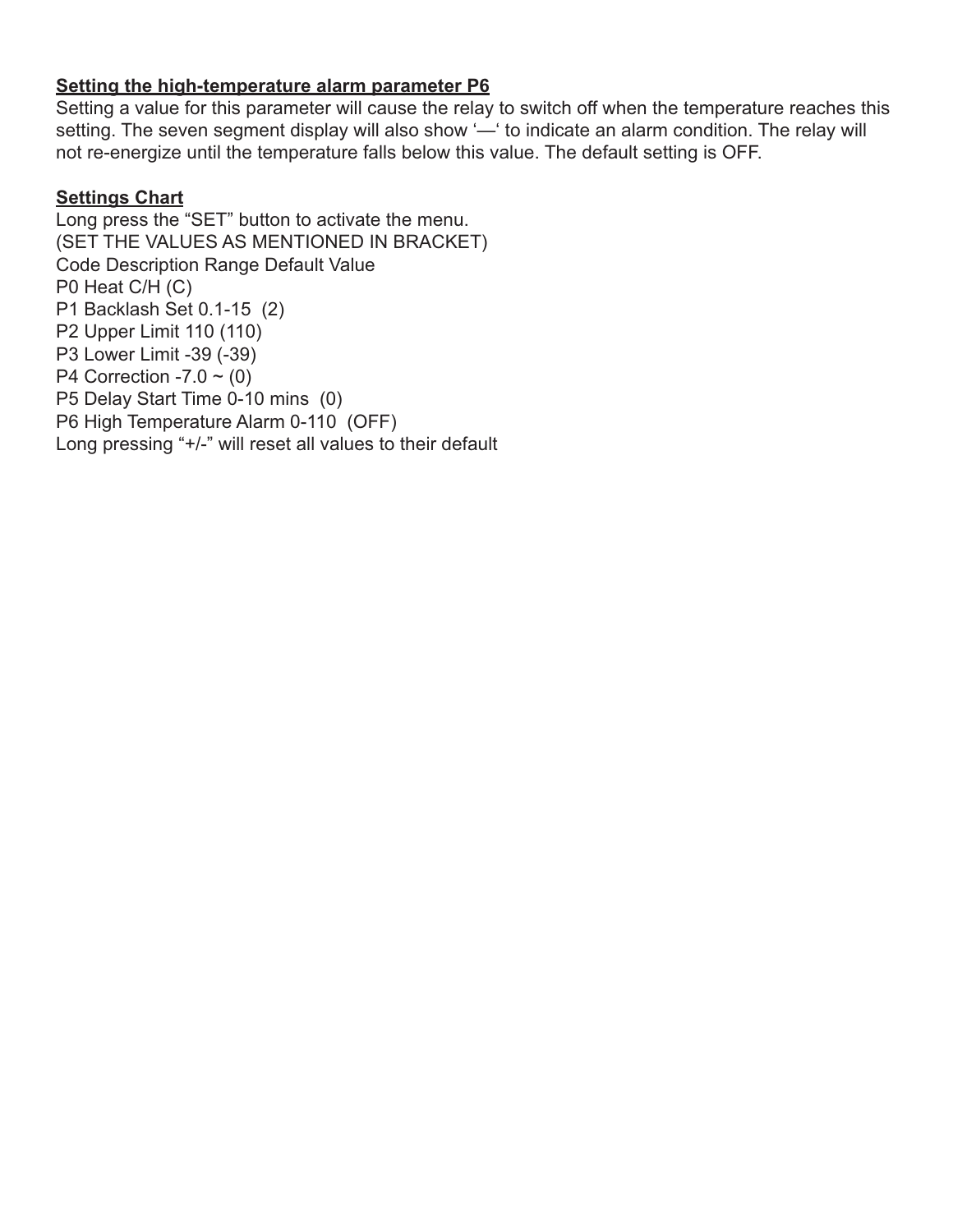**Setting the high-temperature alarm parameter P6**

Setting a value for this parameter will cause the relay to switch off when the temperature reaches this setting. The seven segment display will also show '—' to indicate an alarm condition. The relay will not re-energize until the temperature falls below this value. The default setting is OFF.

**Settings Chart**

Long press the "SET" button to activate the menu.
(SET THE VALUES AS MENTIONED IN BRACKET)
Code Description Range Default Value
P0 Heat C/H (C)
P1 Backlash Set 0.1-15 (2)
P2 Upper Limit 110 (110)
P3 Lower Limit -39 (-39)
P4 Correction -7.0 ~ (0)
P5 Delay Start Time 0-10 mins (0)
P6 High Temperature Alarm 0-110 (OFF)
Long pressing "+/-" will reset all values to their default